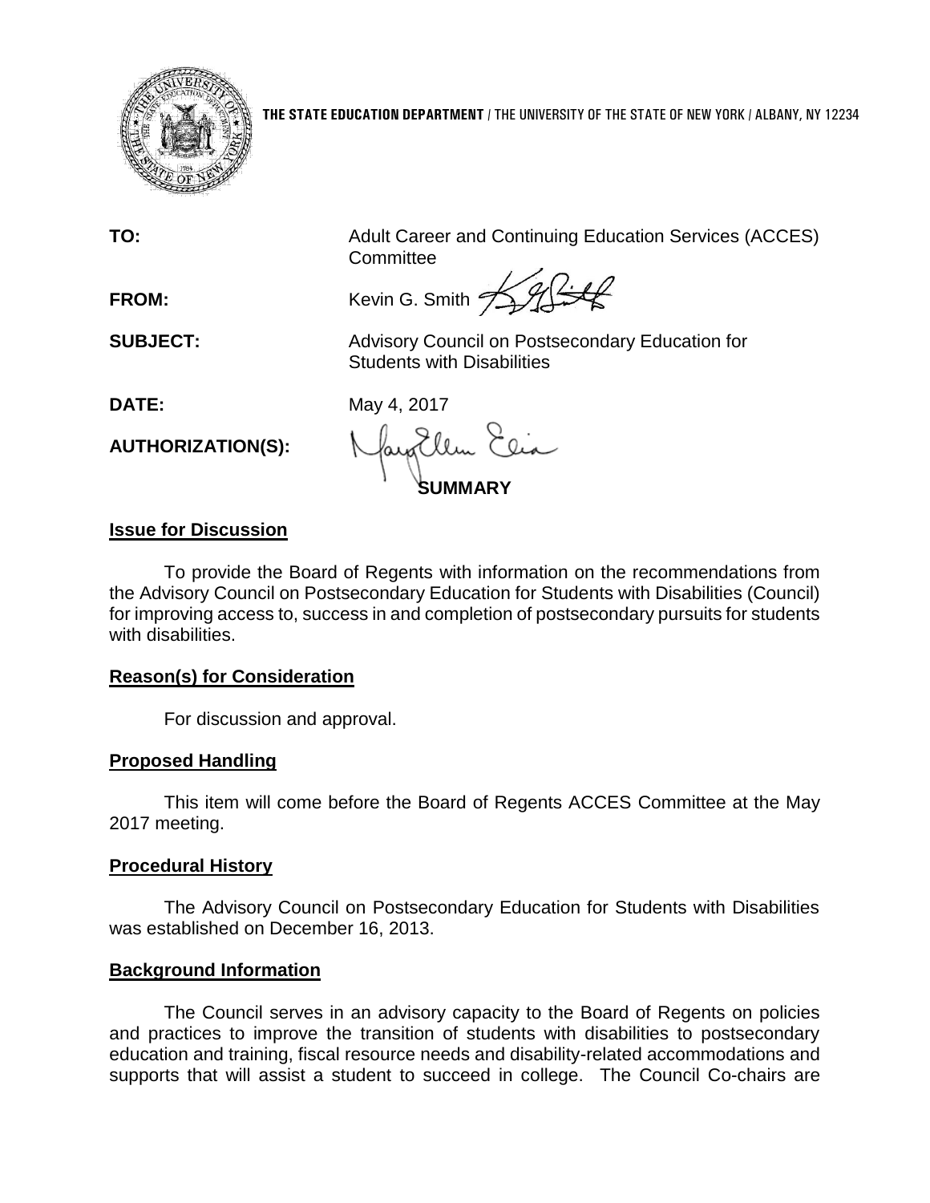**THE STATE EDUCATION DEPARTMENT** / THE UNIVERSITY OF THE STATE OF NEW YORK / ALBANY, NY 12234

**TO:** Adult Career and Continuing Education Services (ACCES) Committee

**FROM:** Kevin G. Smith

**SUBJECT:** Advisory Council on Postsecondary Education for Students with Disabilities

**DATE:** May 4, 2017

**AUTHORIZATION(S):**

## SUMMARY

### Issue for Discussion

To provide the Board of Regents with information on the recommendations from the Advisory Council on Postsecondary Education for Students with Disabilities (Council) for improving access to, success in and completion of postsecondary pursuits for students with disabilities.

### Reason(s) for Consideration

For discussion and approval.

### Proposed Handling

This item will come before the Board of Regents ACCES Committee at the May 2017 meeting.

### Procedural History

The Advisory Council on Postsecondary Education for Students with Disabilities was established on December 16, 2013.

### Background Information

The Council serves in an advisory capacity to the Board of Regents on policies and practices to improve the transition of students with disabilities to postsecondary education and training, fiscal resource needs and disability-related accommodations and supports that will assist a student to succeed in college. The Council Co-chairs are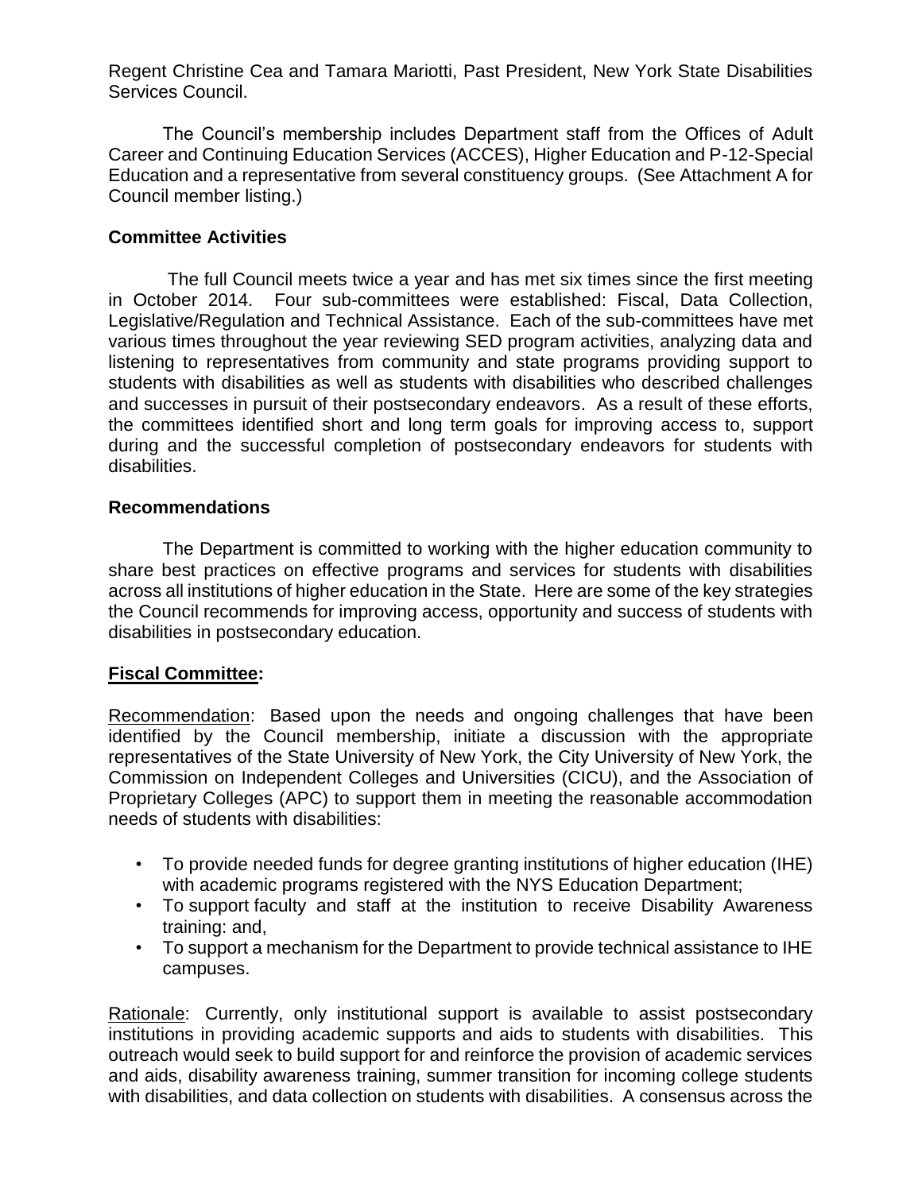Regent Christine Cea and Tamara Mariotti, Past President, New York State Disabilities Services Council.

The Council's membership includes Department staff from the Offices of Adult Career and Continuing Education Services (ACCES), Higher Education and P-12-Special Education and a representative from several constituency groups. (See Attachment A for Council member listing.)

**Committee Activities**

The full Council meets twice a year and has met six times since the first meeting in October 2014. Four sub-committees were established: Fiscal, Data Collection, Legislative/Regulation and Technical Assistance. Each of the sub-committees have met various times throughout the year reviewing SED program activities, analyzing data and listening to representatives from community and state programs providing support to students with disabilities as well as students with disabilities who described challenges and successes in pursuit of their postsecondary endeavors. As a result of these efforts, the committees identified short and long term goals for improving access to, support during and the successful completion of postsecondary endeavors for students with disabilities.

**Recommendations**

The Department is committed to working with the higher education community to share best practices on effective programs and services for students with disabilities across all institutions of higher education in the State. Here are some of the key strategies the Council recommends for improving access, opportunity and success of students with disabilities in postsecondary education.

**Fiscal Committee:**

Recommendation: Based upon the needs and ongoing challenges that have been identified by the Council membership, initiate a discussion with the appropriate representatives of the State University of New York, the City University of New York, the Commission on Independent Colleges and Universities (CICU), and the Association of Proprietary Colleges (APC) to support them in meeting the reasonable accommodation needs of students with disabilities:

- To provide needed funds for degree granting institutions of higher education (IHE) with academic programs registered with the NYS Education Department;
- To support faculty and staff at the institution to receive Disability Awareness training: and,
- To support a mechanism for the Department to provide technical assistance to IHE campuses.

Rationale: Currently, only institutional support is available to assist postsecondary institutions in providing academic supports and aids to students with disabilities. This outreach would seek to build support for and reinforce the provision of academic services and aids, disability awareness training, summer transition for incoming college students with disabilities, and data collection on students with disabilities. A consensus across the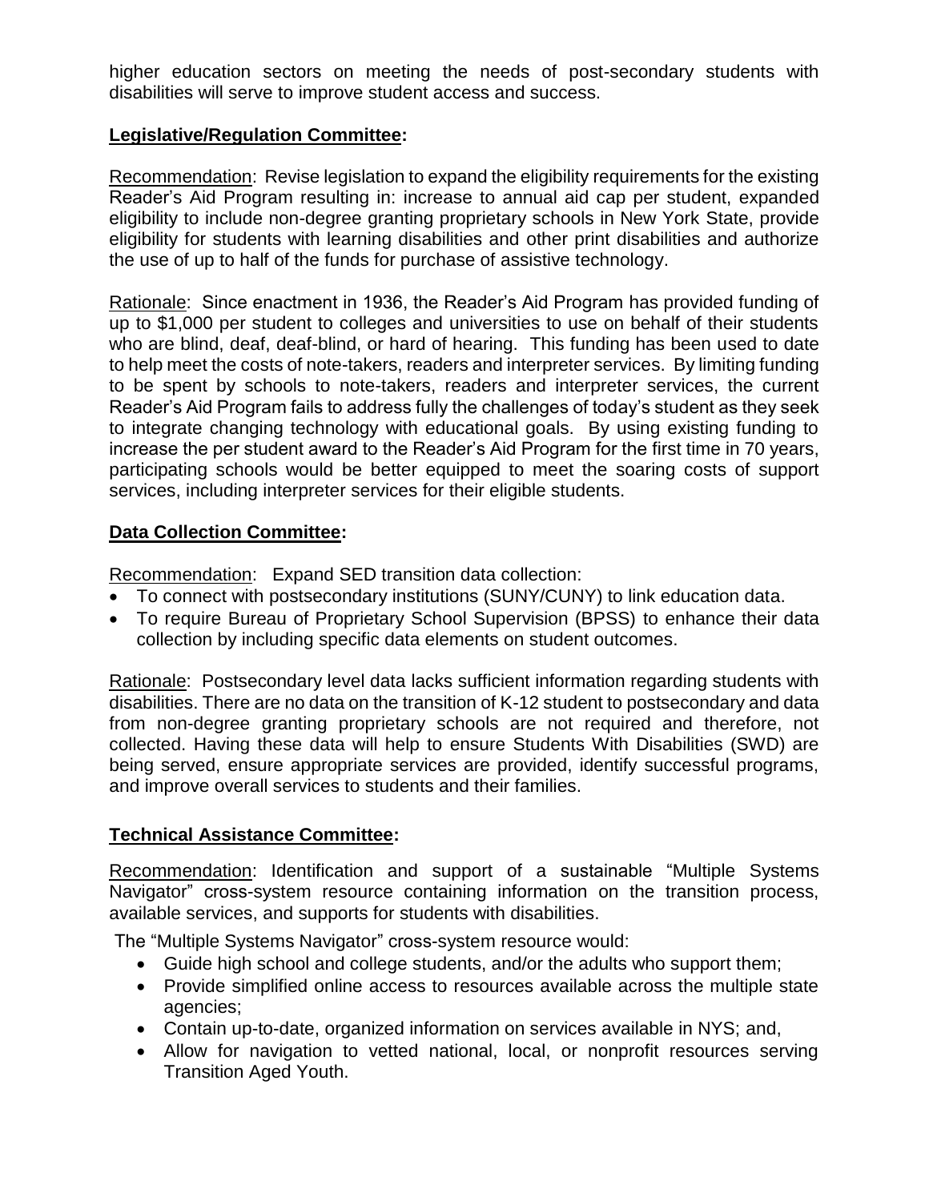higher education sectors on meeting the needs of post-secondary students with disabilities will serve to improve student access and success.

**Legislative/Regulation Committee:**

Recommendation: Revise legislation to expand the eligibility requirements for the existing Reader's Aid Program resulting in: increase to annual aid cap per student, expanded eligibility to include non-degree granting proprietary schools in New York State, provide eligibility for students with learning disabilities and other print disabilities and authorize the use of up to half of the funds for purchase of assistive technology.

Rationale: Since enactment in 1936, the Reader's Aid Program has provided funding of up to $1,000 per student to colleges and universities to use on behalf of their students who are blind, deaf, deaf-blind, or hard of hearing. This funding has been used to date to help meet the costs of note-takers, readers and interpreter services. By limiting funding to be spent by schools to note-takers, readers and interpreter services, the current Reader's Aid Program fails to address fully the challenges of today's student as they seek to integrate changing technology with educational goals. By using existing funding to increase the per student award to the Reader's Aid Program for the first time in 70 years, participating schools would be better equipped to meet the soaring costs of support services, including interpreter services for their eligible students.

**Data Collection Committee:**

Recommendation: Expand SED transition data collection:

- To connect with postsecondary institutions (SUNY/CUNY) to link education data.
- To require Bureau of Proprietary School Supervision (BPSS) to enhance their data collection by including specific data elements on student outcomes.

Rationale: Postsecondary level data lacks sufficient information regarding students with disabilities. There are no data on the transition of K-12 student to postsecondary and data from non-degree granting proprietary schools are not required and therefore, not collected. Having these data will help to ensure Students With Disabilities (SWD) are being served, ensure appropriate services are provided, identify successful programs, and improve overall services to students and their families.

**Technical Assistance Committee:**

Recommendation: Identification and support of a sustainable "Multiple Systems Navigator" cross-system resource containing information on the transition process, available services, and supports for students with disabilities.

The "Multiple Systems Navigator" cross-system resource would:

- Guide high school and college students, and/or the adults who support them;
- Provide simplified online access to resources available across the multiple state agencies;
- Contain up-to-date, organized information on services available in NYS; and,
- Allow for navigation to vetted national, local, or nonprofit resources serving Transition Aged Youth.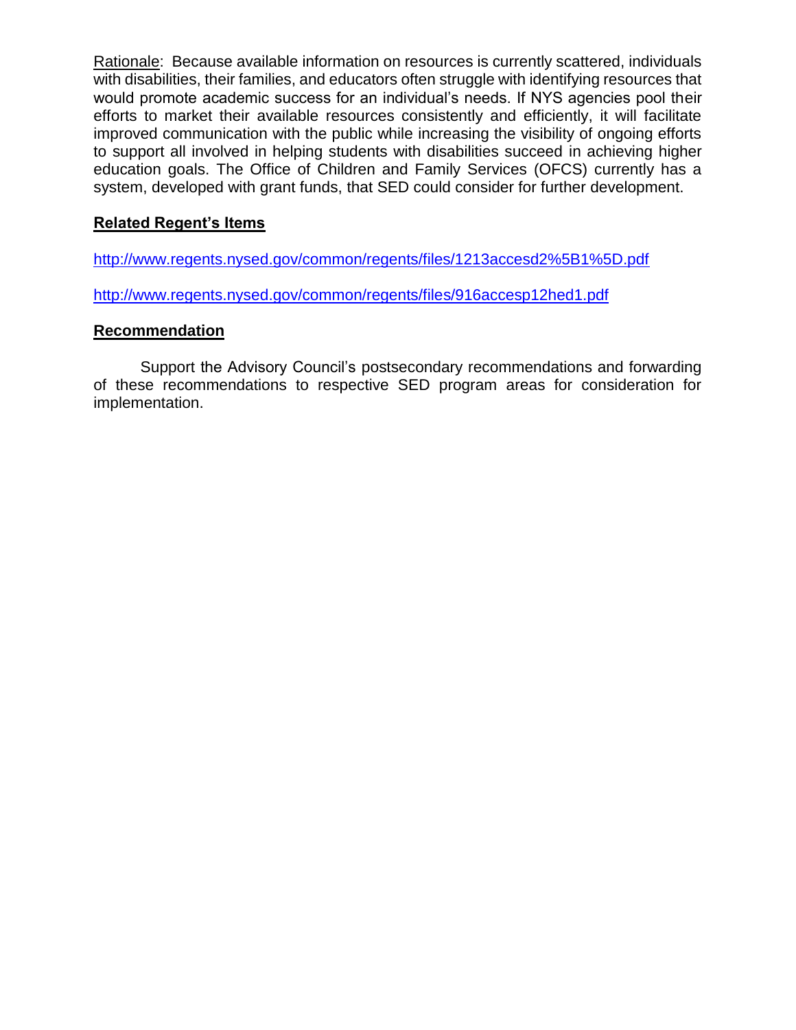Rationale: Because available information on resources is currently scattered, individuals with disabilities, their families, and educators often struggle with identifying resources that would promote academic success for an individual's needs. If NYS agencies pool their efforts to market their available resources consistently and efficiently, it will facilitate improved communication with the public while increasing the visibility of ongoing efforts to support all involved in helping students with disabilities succeed in achieving higher education goals. The Office of Children and Family Services (OFCS) currently has a system, developed with grant funds, that SED could consider for further development.

**Related Regent's Items**

http://www.regents.nysed.gov/common/regents/files/1213accesd2%5B1%5D.pdf

http://www.regents.nysed.gov/common/regents/files/916accesp12hed1.pdf

**Recommendation**

Support the Advisory Council's postsecondary recommendations and forwarding of these recommendations to respective SED program areas for consideration for implementation.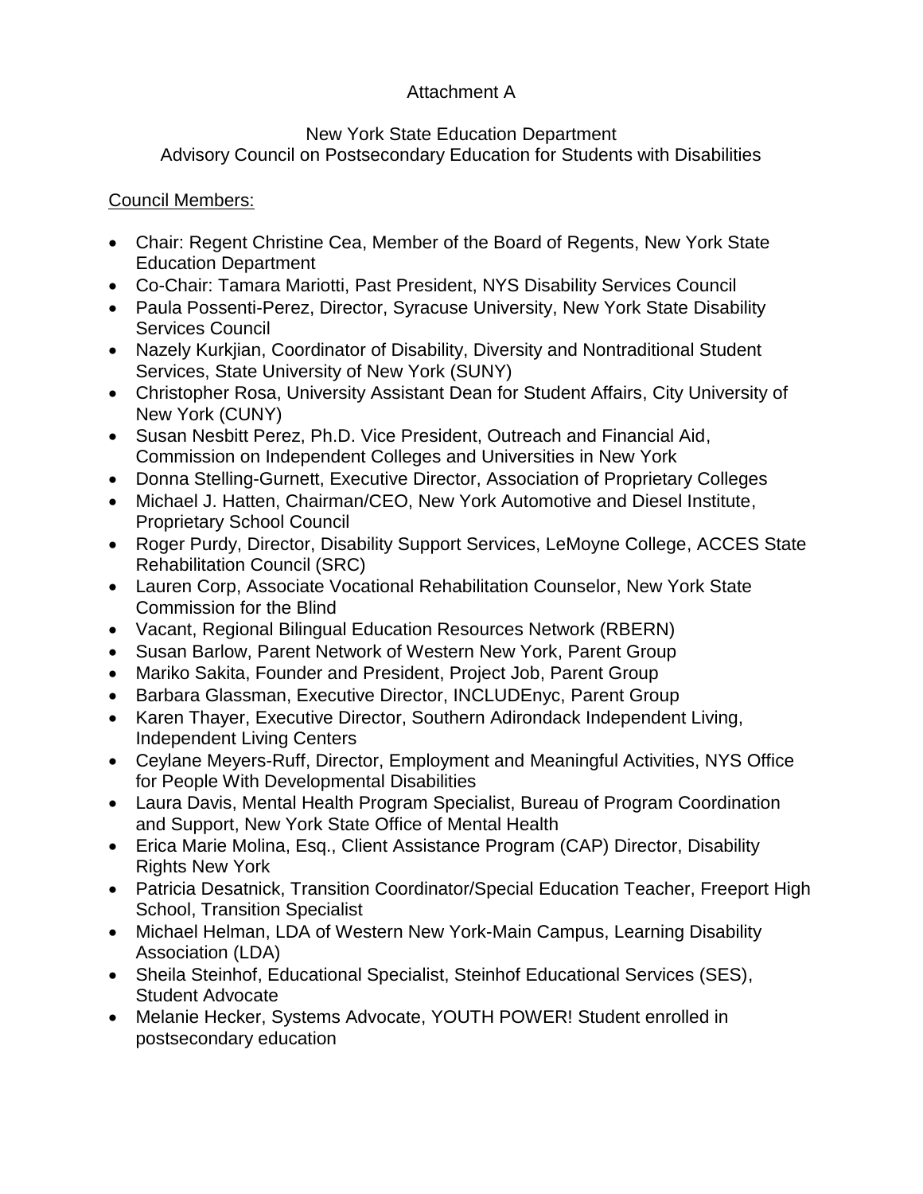Attachment A

New York State Education Department
Advisory Council on Postsecondary Education for Students with Disabilities

Council Members:

- Chair: Regent Christine Cea, Member of the Board of Regents, New York State Education Department
- Co-Chair: Tamara Mariotti, Past President, NYS Disability Services Council
- Paula Possenti-Perez, Director, Syracuse University, New York State Disability Services Council
- Nazely Kurkjian, Coordinator of Disability, Diversity and Nontraditional Student Services, State University of New York (SUNY)
- Christopher Rosa, University Assistant Dean for Student Affairs, City University of New York (CUNY)
- Susan Nesbitt Perez, Ph.D. Vice President, Outreach and Financial Aid, Commission on Independent Colleges and Universities in New York
- Donna Stelling-Gurnett, Executive Director, Association of Proprietary Colleges
- Michael J. Hatten, Chairman/CEO, New York Automotive and Diesel Institute, Proprietary School Council
- Roger Purdy, Director, Disability Support Services, LeMoyne College, ACCES State Rehabilitation Council (SRC)
- Lauren Corp, Associate Vocational Rehabilitation Counselor, New York State Commission for the Blind
- Vacant, Regional Bilingual Education Resources Network (RBERN)
- Susan Barlow, Parent Network of Western New York, Parent Group
- Mariko Sakita, Founder and President, Project Job, Parent Group
- Barbara Glassman, Executive Director, INCLUDEnyc, Parent Group
- Karen Thayer, Executive Director, Southern Adirondack Independent Living, Independent Living Centers
- Ceylane Meyers-Ruff, Director, Employment and Meaningful Activities, NYS Office for People With Developmental Disabilities
- Laura Davis, Mental Health Program Specialist, Bureau of Program Coordination and Support, New York State Office of Mental Health
- Erica Marie Molina, Esq., Client Assistance Program (CAP) Director, Disability Rights New York
- Patricia Desatnick, Transition Coordinator/Special Education Teacher, Freeport High School, Transition Specialist
- Michael Helman, LDA of Western New York-Main Campus, Learning Disability Association (LDA)
- Sheila Steinhof, Educational Specialist, Steinhof Educational Services (SES), Student Advocate
- Melanie Hecker, Systems Advocate, YOUTH POWER! Student enrolled in postsecondary education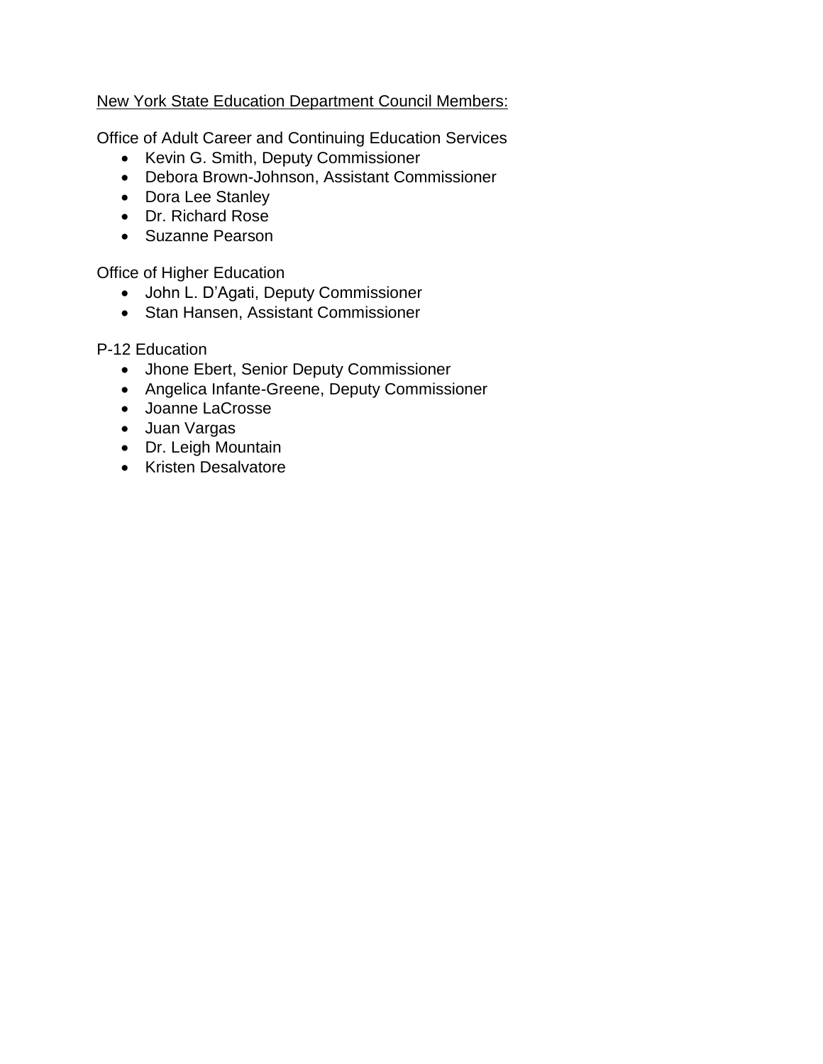New York State Education Department Council Members:

Office of Adult Career and Continuing Education Services

- Kevin G. Smith, Deputy Commissioner
- Debora Brown-Johnson, Assistant Commissioner
- Dora Lee Stanley
- Dr. Richard Rose
- Suzanne Pearson

Office of Higher Education

- John L. D'Agati, Deputy Commissioner
- Stan Hansen, Assistant Commissioner

P-12 Education

- Jhone Ebert, Senior Deputy Commissioner
- Angelica Infante-Greene, Deputy Commissioner
- Joanne LaCrosse
- Juan Vargas
- Dr. Leigh Mountain
- Kristen Desalvatore